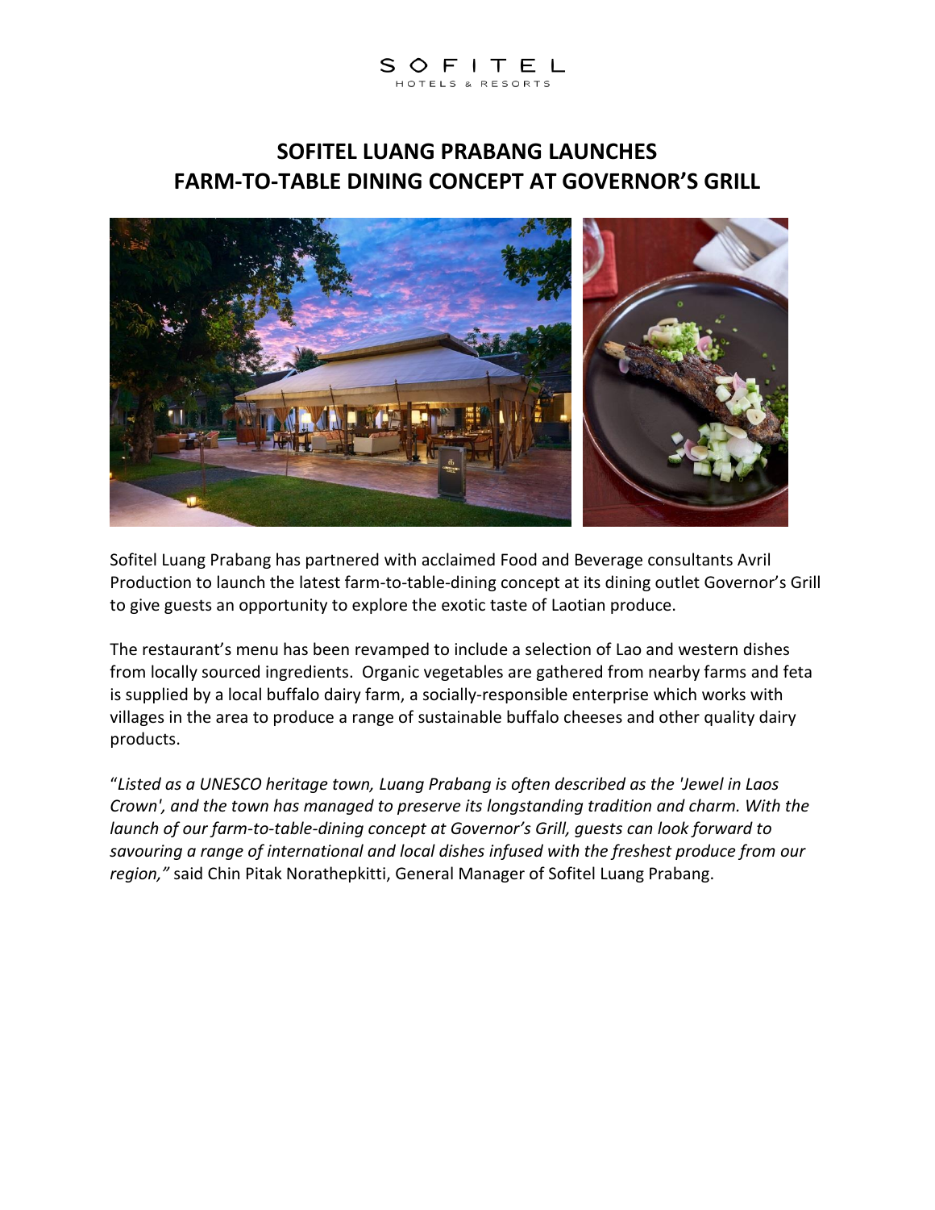SOFITEL
HOTELS & RESORTS

# SOFITEL LUANG PRABANG LAUNCHES FARM-TO-TABLE DINING CONCEPT AT GOVERNOR'S GRILL

Sofitel Luang Prabang has partnered with acclaimed Food and Beverage consultants Avril Production to launch the latest farm-to-table-dining concept at its dining outlet Governor's Grill to give guests an opportunity to explore the exotic taste of Laotian produce.

The restaurant's menu has been revamped to include a selection of Lao and western dishes from locally sourced ingredients. Organic vegetables are gathered from nearby farms and feta is supplied by a local buffalo dairy farm, a socially-responsible enterprise which works with villages in the area to produce a range of sustainable buffalo cheeses and other quality dairy products.

"*Listed as a UNESCO heritage town, Luang Prabang is often described as the 'Jewel in Laos Crown', and the town has managed to preserve its longstanding tradition and charm. With the launch of our farm-to-table-dining concept at Governor's Grill, guests can look forward to savouring a range of international and local dishes infused with the freshest produce from our region,"* said Chin Pitak Norathepkitti, General Manager of Sofitel Luang Prabang.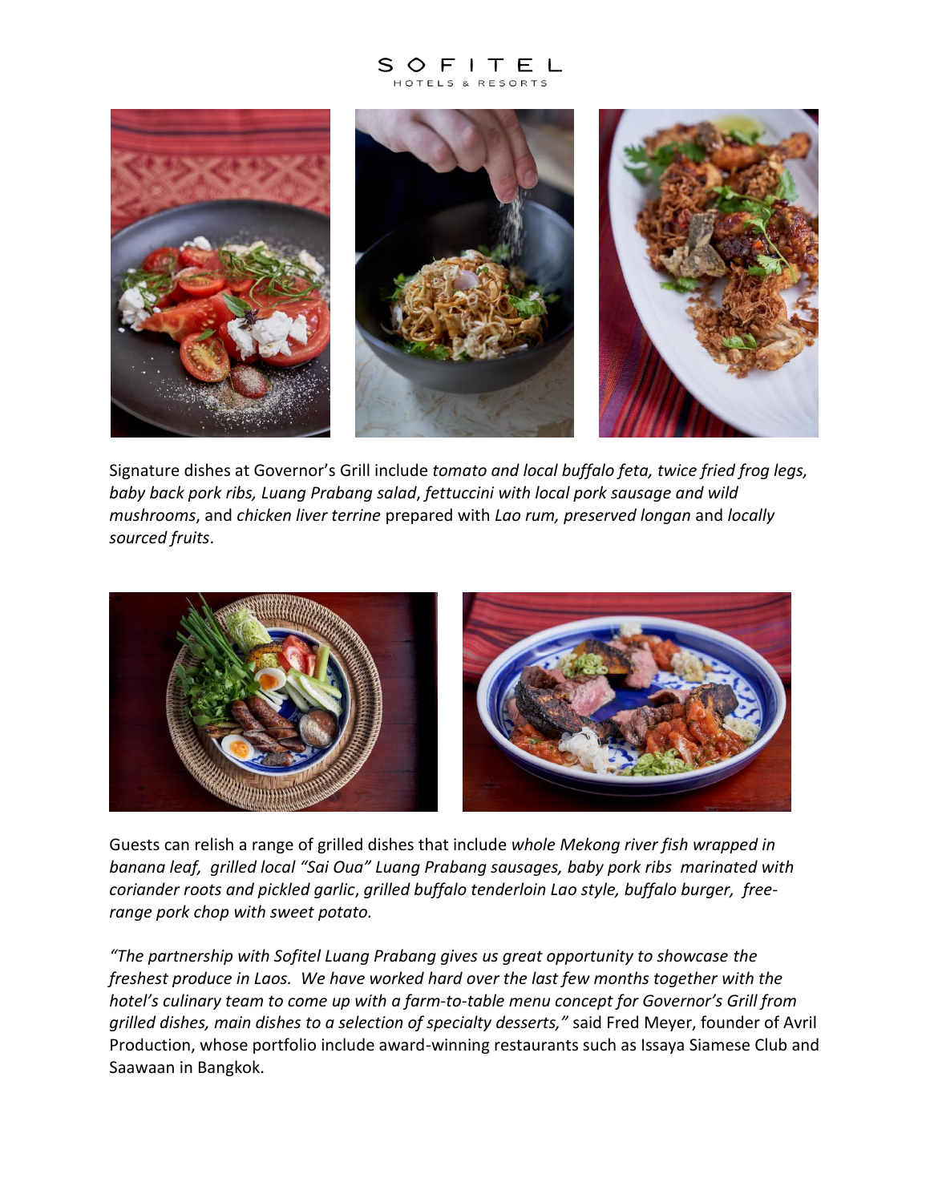Signature dishes at Governor's Grill include *tomato and local buffalo feta, twice fried frog legs, baby back pork ribs, Luang Prabang salad*, *fettuccini with local pork sausage and wild mushrooms*, and *chicken liver terrine* prepared with *Lao rum, preserved longan* and *locally sourced fruits*.

Guests can relish a range of grilled dishes that include *whole Mekong river fish wrapped in banana leaf, grilled local "Sai Oua" Luang Prabang sausages, baby pork ribs marinated with coriander roots and pickled garlic*, *grilled buffalo tenderloin Lao style, buffalo burger, free-range pork chop with sweet potato.*

*"The partnership with Sofitel Luang Prabang gives us great opportunity to showcase the freshest produce in Laos. We have worked hard over the last few months together with the hotel's culinary team to come up with a farm-to-table menu concept for Governor's Grill from grilled dishes, main dishes to a selection of specialty desserts,"* said Fred Meyer, founder of Avril Production, whose portfolio include award-winning restaurants such as Issaya Siamese Club and Saawaan in Bangkok.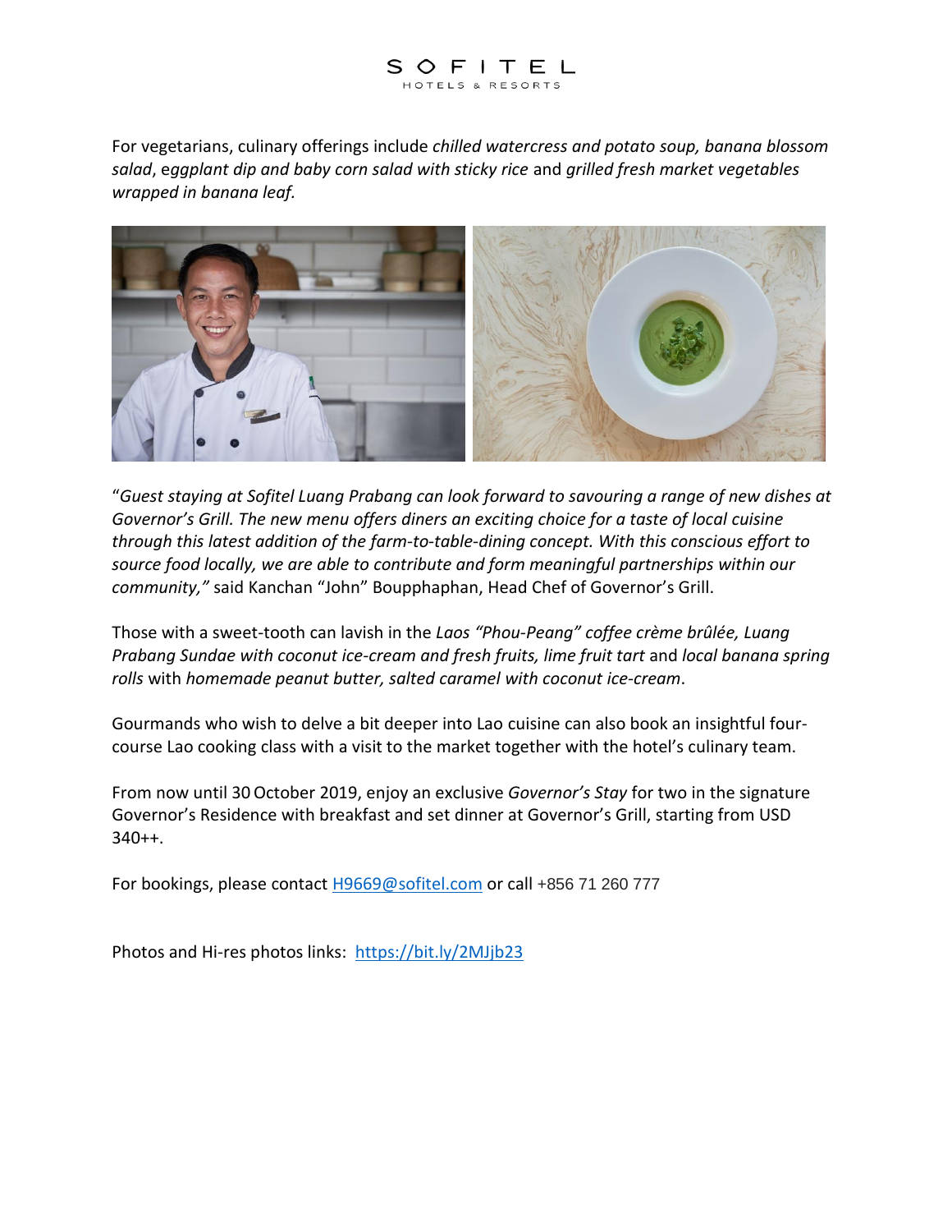For vegetarians, culinary offerings include *chilled watercress and potato soup, banana blossom salad*, *eggplant dip and baby corn salad with sticky rice* and *grilled fresh market vegetables wrapped in banana leaf.*

"*Guest staying at Sofitel Luang Prabang can look forward to savouring a range of new dishes at Governor's Grill. The new menu offers diners an exciting choice for a taste of local cuisine through this latest addition of the farm-to-table-dining concept. With this conscious effort to source food locally, we are able to contribute and form meaningful partnerships within our community,"* said Kanchan "John" Boupphaphan, Head Chef of Governor's Grill.

Those with a sweet-tooth can lavish in the *Laos "Phou-Peang" coffee crème brûlée, Luang Prabang Sundae with coconut ice-cream and fresh fruits, lime fruit tart* and *local banana spring rolls* with *homemade peanut butter, salted caramel with coconut ice-cream*.

Gourmands who wish to delve a bit deeper into Lao cuisine can also book an insightful four-course Lao cooking class with a visit to the market together with the hotel's culinary team.

From now until 30 October 2019, enjoy an exclusive *Governor's Stay* for two in the signature Governor's Residence with breakfast and set dinner at Governor's Grill, starting from USD 340++.

For bookings, please contact [H9669@sofitel.com](mailto:H9669@sofitel.com) or call +856 71 260 777

Photos and Hi-res photos links: [https://bit.ly/2MJjb23](https://bit.ly/2MJjb23)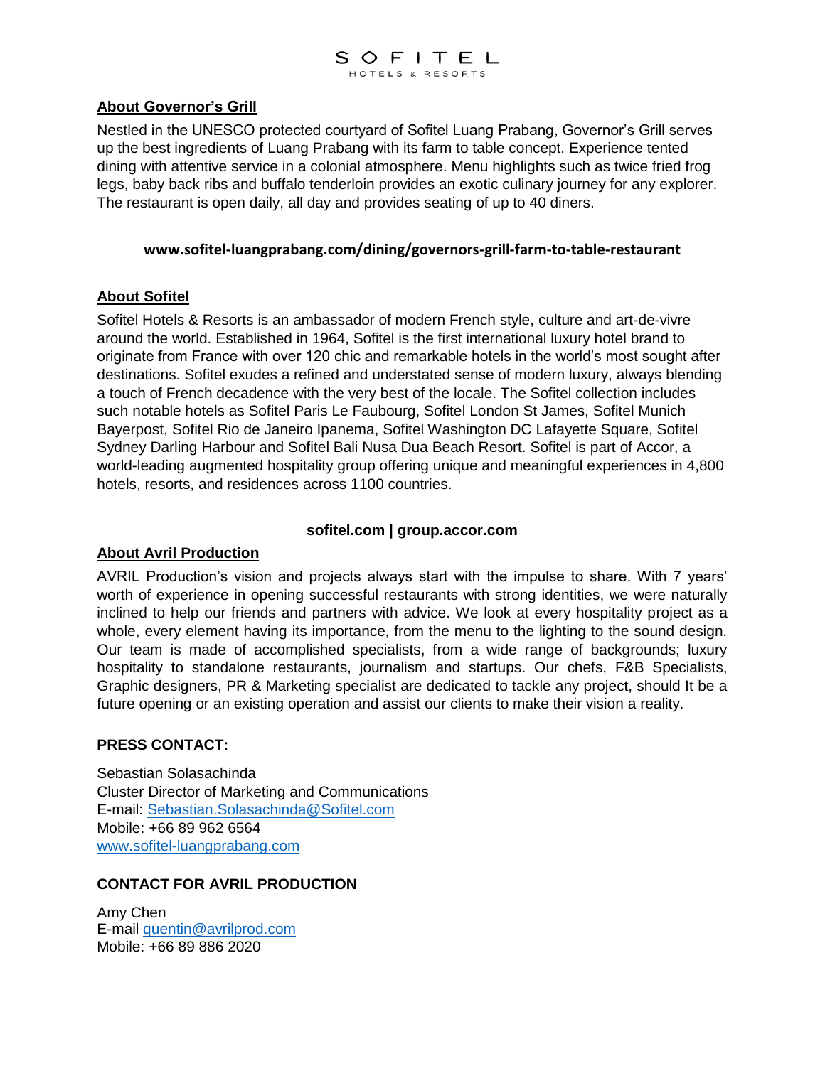## About Governor's Grill

Nestled in the UNESCO protected courtyard of Sofitel Luang Prabang, Governor's Grill serves up the best ingredients of Luang Prabang with its farm to table concept. Experience tented dining with attentive service in a colonial atmosphere. Menu highlights such as twice fried frog legs, baby back ribs and buffalo tenderloin provides an exotic culinary journey for any explorer. The restaurant is open daily, all day and provides seating of up to 40 diners.

**www.sofitel-luangprabang.com/dining/governors-grill-farm-to-table-restaurant**

## About Sofitel

Sofitel Hotels & Resorts is an ambassador of modern French style, culture and art-de-vivre around the world. Established in 1964, Sofitel is the first international luxury hotel brand to originate from France with over 120 chic and remarkable hotels in the world's most sought after destinations. Sofitel exudes a refined and understated sense of modern luxury, always blending a touch of French decadence with the very best of the locale. The Sofitel collection includes such notable hotels as Sofitel Paris Le Faubourg, Sofitel London St James, Sofitel Munich Bayerpost, Sofitel Rio de Janeiro Ipanema, Sofitel Washington DC Lafayette Square, Sofitel Sydney Darling Harbour and Sofitel Bali Nusa Dua Beach Resort. Sofitel is part of Accor, a world-leading augmented hospitality group offering unique and meaningful experiences in 4,800 hotels, resorts, and residences across 1100 countries.

**sofitel.com | group.accor.com**

## About Avril Production

AVRIL Production's vision and projects always start with the impulse to share. With 7 years' worth of experience in opening successful restaurants with strong identities, we were naturally inclined to help our friends and partners with advice. We look at every hospitality project as a whole, every element having its importance, from the menu to the lighting to the sound design. Our team is made of accomplished specialists, from a wide range of backgrounds; luxury hospitality to standalone restaurants, journalism and startups. Our chefs, F&B Specialists, Graphic designers, PR & Marketing specialist are dedicated to tackle any project, should It be a future opening or an existing operation and assist our clients to make their vision a reality.

**PRESS CONTACT:**

Sebastian Solasachinda
Cluster Director of Marketing and Communications
E-mail: Sebastian.Solasachinda@Sofitel.com
Mobile: +66 89 962 6564
www.sofitel-luangprabang.com

**CONTACT FOR AVRIL PRODUCTION**

Amy Chen
E-mail quentin@avrilprod.com
Mobile: +66 89 886 2020